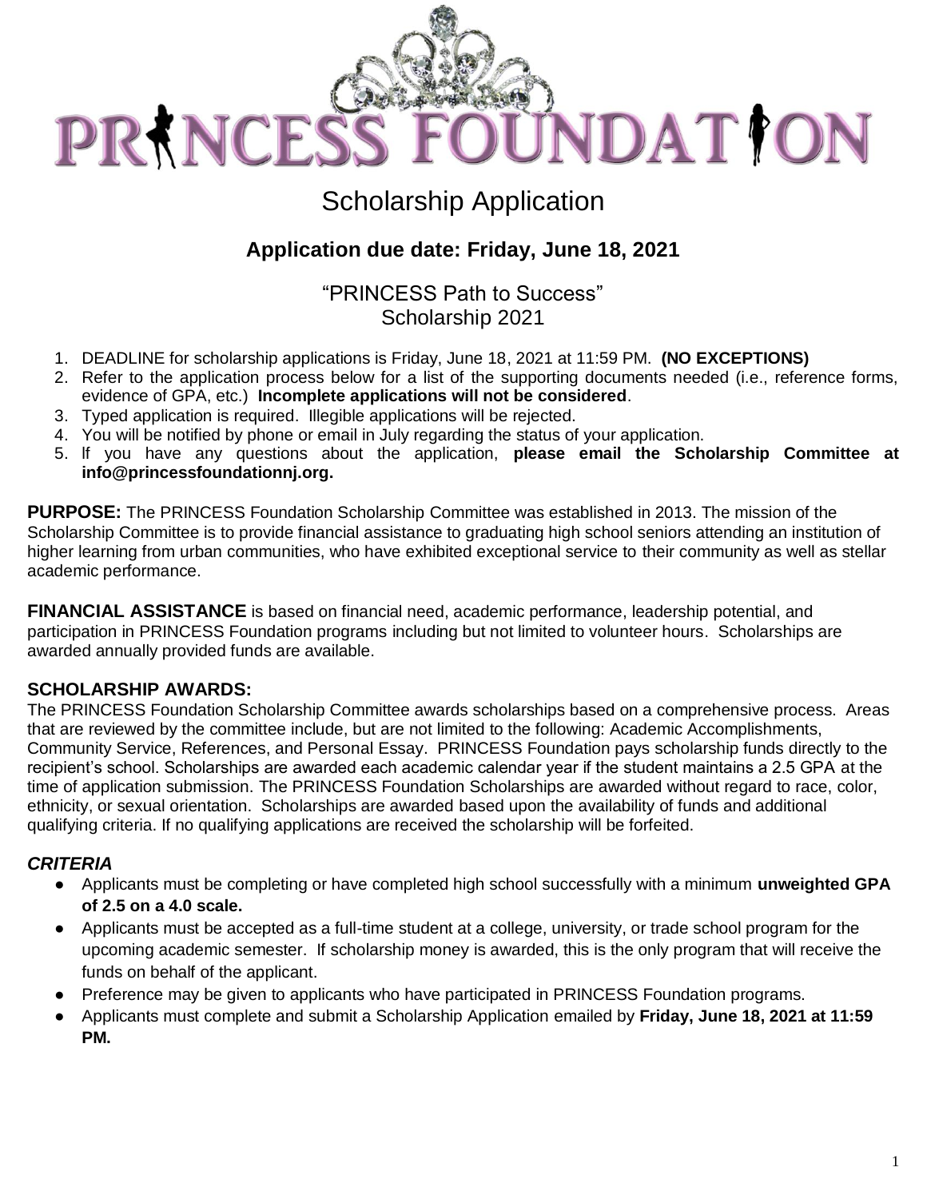# PRINCESS FOUNDATION

## Scholarship Application

### Application due date: Friday, June 18, 2021

"PRINCESS Path to Success"
Scholarship 2021

1. DEADLINE for scholarship applications is Friday, June 18, 2021 at 11:59 PM. **(NO EXCEPTIONS)**
2. Refer to the application process below for a list of the supporting documents needed (i.e., reference forms, evidence of GPA, etc.) **Incomplete applications will not be considered**.
3. Typed application is required. Illegible applications will be rejected.
4. You will be notified by phone or email in July regarding the status of your application.
5. If you have any questions about the application, **please email the Scholarship Committee at info@princessfoundationnj.org.**

**PURPOSE:** The PRINCESS Foundation Scholarship Committee was established in 2013. The mission of the Scholarship Committee is to provide financial assistance to graduating high school seniors attending an institution of higher learning from urban communities, who have exhibited exceptional service to their community as well as stellar academic performance.

**FINANCIAL ASSISTANCE** is based on financial need, academic performance, leadership potential, and participation in PRINCESS Foundation programs including but not limited to volunteer hours. Scholarships are awarded annually provided funds are available.

**SCHOLARSHIP AWARDS:**
The PRINCESS Foundation Scholarship Committee awards scholarships based on a comprehensive process. Areas that are reviewed by the committee include, but are not limited to the following: Academic Accomplishments, Community Service, References, and Personal Essay. PRINCESS Foundation pays scholarship funds directly to the recipient's school. Scholarships are awarded each academic calendar year if the student maintains a 2.5 GPA at the time of application submission. The PRINCESS Foundation Scholarships are awarded without regard to race, color, ethnicity, or sexual orientation. Scholarships are awarded based upon the availability of funds and additional qualifying criteria. If no qualifying applications are received the scholarship will be forfeited.

***CRITERIA***

- Applicants must be completing or have completed high school successfully with a minimum **unweighted GPA of 2.5 on a 4.0 scale.**
- Applicants must be accepted as a full-time student at a college, university, or trade school program for the upcoming academic semester. If scholarship money is awarded, this is the only program that will receive the funds on behalf of the applicant.
- Preference may be given to applicants who have participated in PRINCESS Foundation programs.
- Applicants must complete and submit a Scholarship Application emailed by **Friday, June 18, 2021 at 11:59 PM.**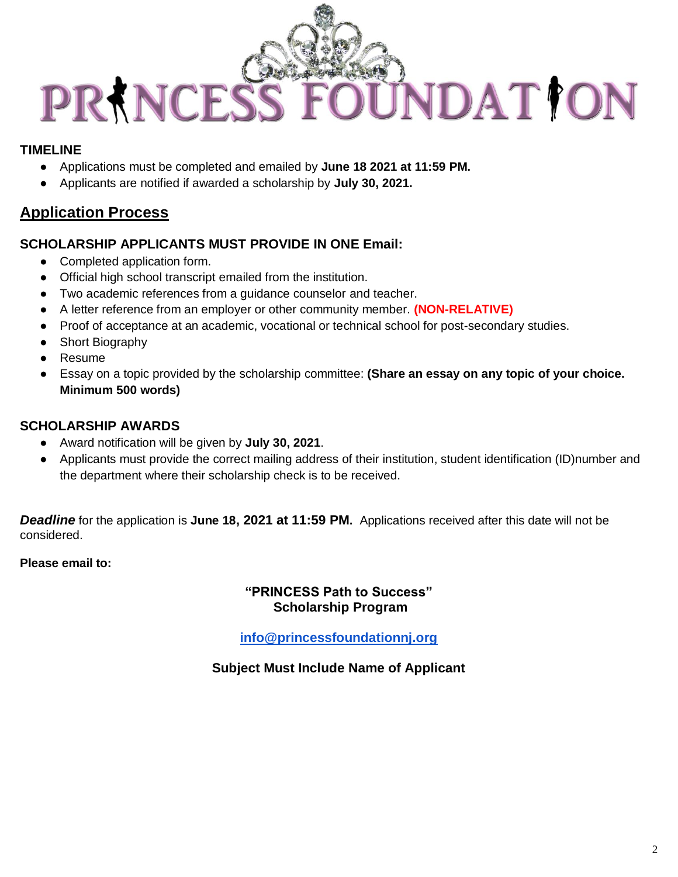# PRINCESS FOUNDATION

**TIMELINE**

- Applications must be completed and emailed by **June 18 2021 at 11:59 PM.**
- Applicants are notified if awarded a scholarship by **July 30, 2021.**

## Application Process

**SCHOLARSHIP APPLICANTS MUST PROVIDE IN ONE Email:**

- Completed application form.
- Official high school transcript emailed from the institution.
- Two academic references from a guidance counselor and teacher.
- A letter reference from an employer or other community member. **(NON-RELATIVE)**
- Proof of acceptance at an academic, vocational or technical school for post-secondary studies.
- Short Biography
- Resume
- Essay on a topic provided by the scholarship committee: **(Share an essay on any topic of your choice. Minimum 500 words)**

**SCHOLARSHIP AWARDS**

- Award notification will be given by **July 30, 2021**.
- Applicants must provide the correct mailing address of their institution, student identification (ID)number and the department where their scholarship check is to be received.

***Deadline*** for the application is **June 18, 2021 at 11:59 PM.** Applications received after this date will not be considered.

**Please email to:**

**"PRINCESS Path to Success"**
**Scholarship Program**

**info@princessfoundationnj.org**

**Subject Must Include Name of Applicant**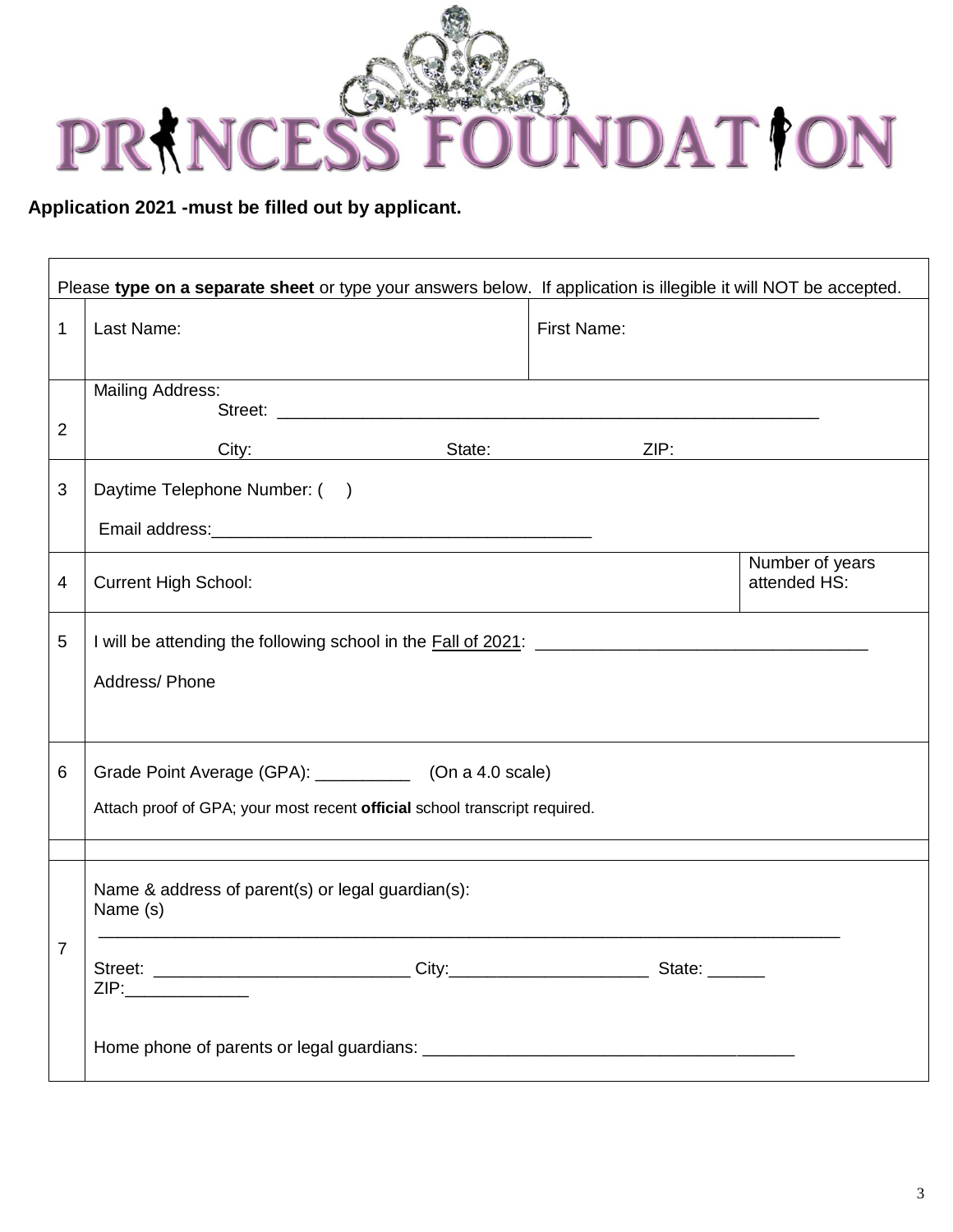# PRINCESS FOUNDATION

**Application 2021 -must be filled out by applicant.**

| Please **type on a separate sheet** or type your answers below. If application is illegible it will NOT be accepted. | | |
|---|---|---|
| 1 | Last Name: | First Name: |
| 2 | Mailing Address:<br>Street: ___________________________________________________________<br>City: State: ZIP: | |
| 3 | Daytime Telephone Number: ( )<br>Email address:_________________________________________ | |
| 4 | Current High School: | Number of years attended HS: |
| 5 | I will be attending the following school in the Fall of 2021: ___________________________________<br>Address/ Phone | |
| 6 | Grade Point Average (GPA): __________ (On a 4.0 scale)<br>Attach proof of GPA; your most recent **official** school transcript required. | |
| | | |
| 7 | Name & address of parent(s) or legal guardian(s):<br>Name (s)<br>_______________________________________________________________________________<br>Street: ___________________________ City:_____________________ State: ______<br>ZIP:_____________<br>Home phone of parents or legal guardians: ______________________________________ | |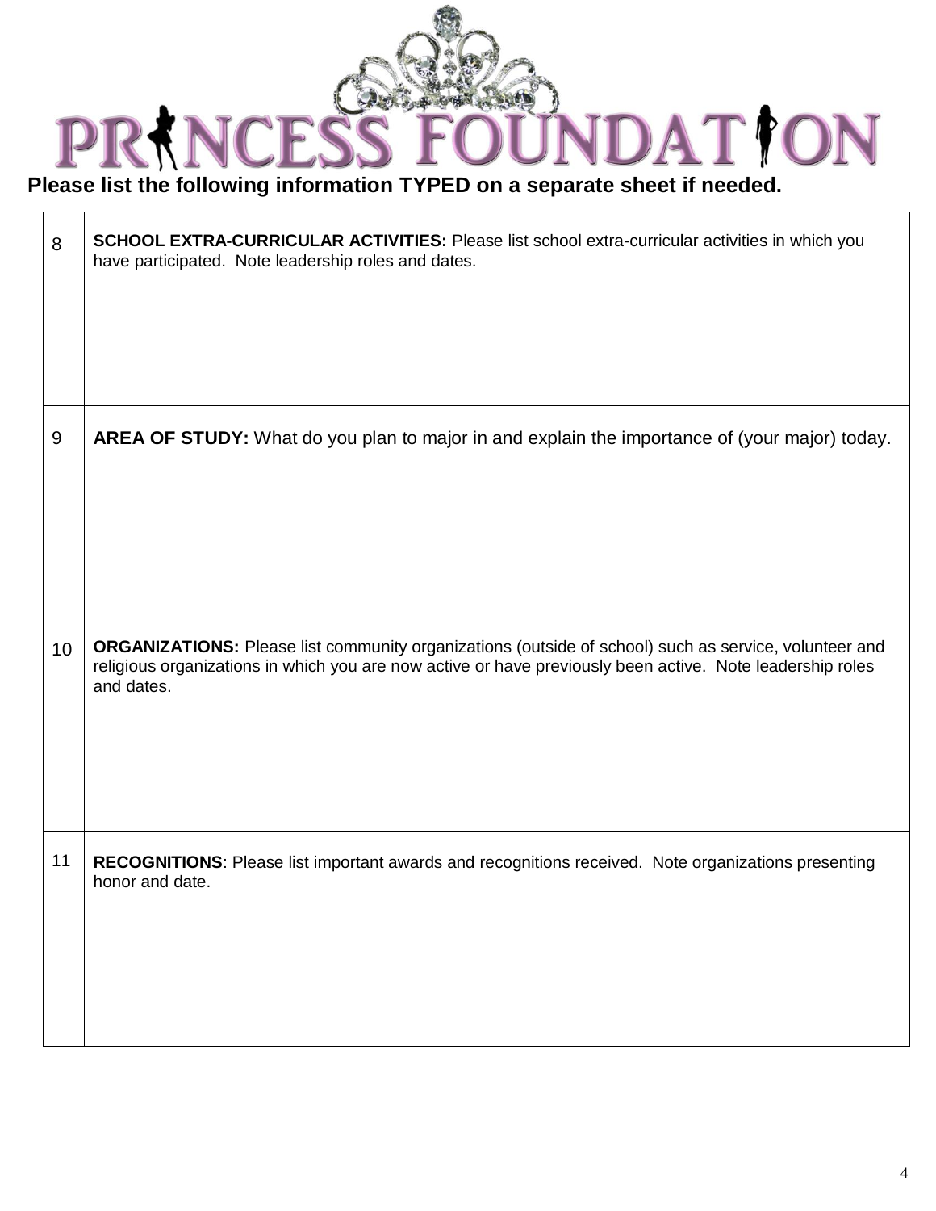# PRINCESS FOUNDATION

**Please list the following information TYPED on a separate sheet if needed.**

| | |
|---|---|
| 8 | **SCHOOL EXTRA-CURRICULAR ACTIVITIES:** Please list school extra-curricular activities in which you have participated. Note leadership roles and dates. |
| 9 | **AREA OF STUDY:** What do you plan to major in and explain the importance of (your major) today. |
| 10 | **ORGANIZATIONS:** Please list community organizations (outside of school) such as service, volunteer and religious organizations in which you are now active or have previously been active. Note leadership roles and dates. |
| 11 | **RECOGNITIONS**: Please list important awards and recognitions received. Note organizations presenting honor and date. |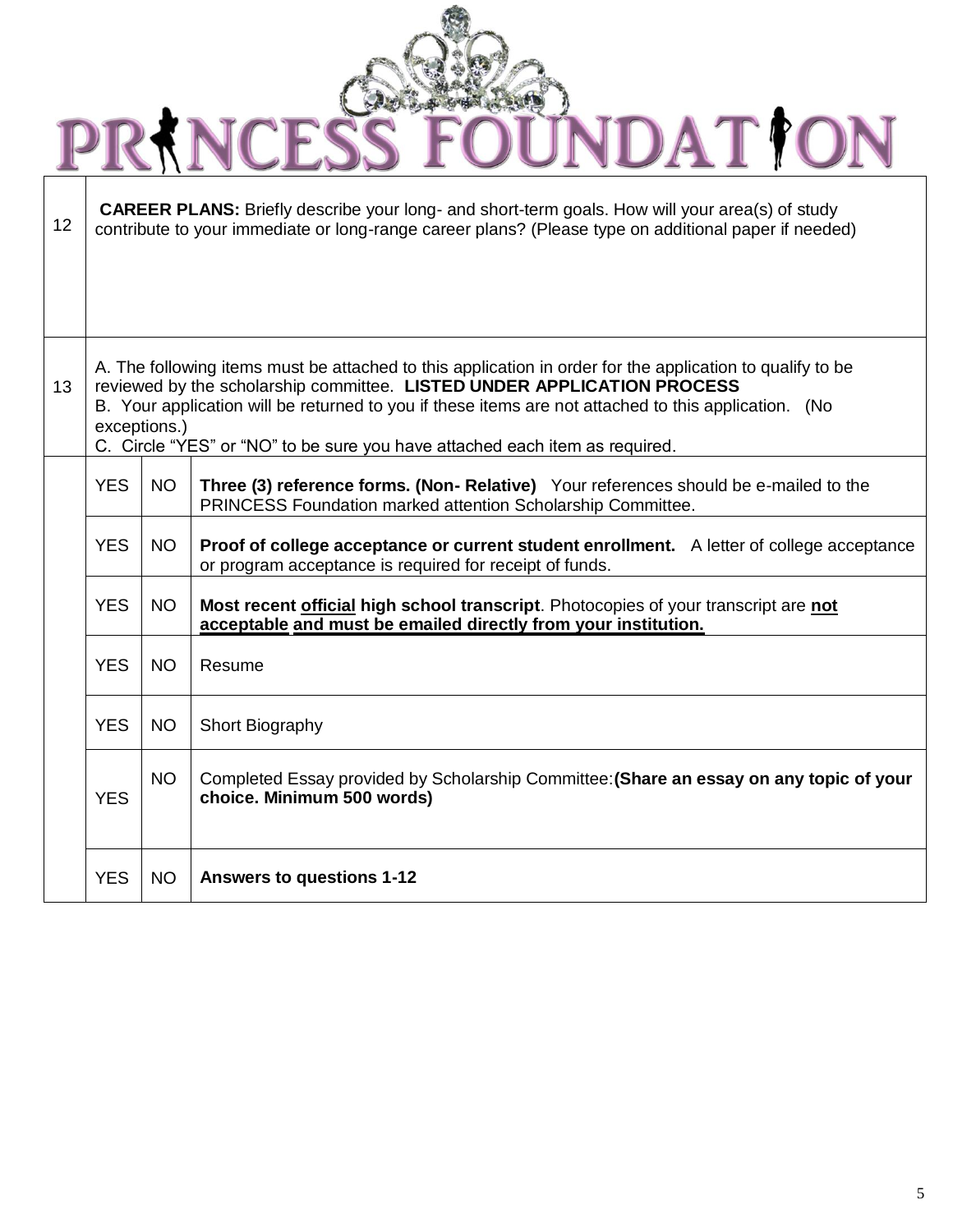# PRINCESS FOUNDATION

| | | | |
|---|---|---|---|
| 12 | **CAREER PLANS:** Briefly describe your long- and short-term goals. How will your area(s) of study contribute to your immediate or long-range career plans? (Please type on additional paper if needed) | | |
| 13 | A. The following items must be attached to this application in order for the application to qualify to be reviewed by the scholarship committee. **LISTED UNDER APPLICATION PROCESS**<br>B. Your application will be returned to you if these items are not attached to this application. (No exceptions.)<br>C. Circle "YES" or "NO" to be sure you have attached each item as required. | | |
| | YES | NO | **Three (3) reference forms. (Non- Relative)** Your references should be e-mailed to the PRINCESS Foundation marked attention Scholarship Committee. |
| | YES | NO | **Proof of college acceptance or current student enrollment.** A letter of college acceptance or program acceptance is required for receipt of funds. |
| | YES | NO | **Most recent official high school transcript**. Photocopies of your transcript are **not acceptable and must be emailed directly from your institution.** |
| | YES | NO | Resume |
| | YES | NO | Short Biography |
| | YES | NO | Completed Essay provided by Scholarship Committee:**(Share an essay on any topic of your choice. Minimum 500 words)** |
| | YES | NO | **Answers to questions 1-12** |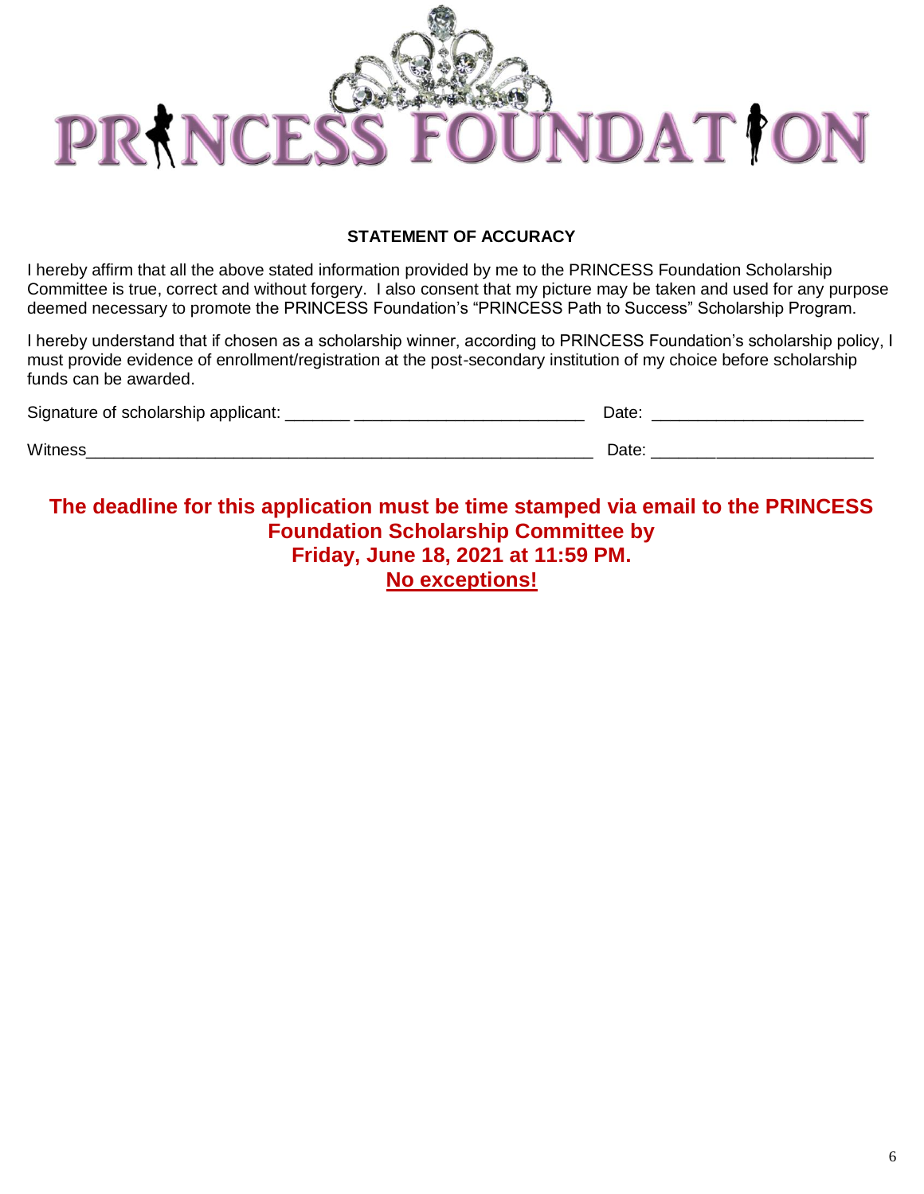# PRINCESS FOUNDATION

## STATEMENT OF ACCURACY

I hereby affirm that all the above stated information provided by me to the PRINCESS Foundation Scholarship Committee is true, correct and without forgery. I also consent that my picture may be taken and used for any purpose deemed necessary to promote the PRINCESS Foundation's "PRINCESS Path to Success" Scholarship Program.

I hereby understand that if chosen as a scholarship winner, according to PRINCESS Foundation's scholarship policy, I must provide evidence of enrollment/registration at the post-secondary institution of my choice before scholarship funds can be awarded.

Signature of scholarship applicant: _______ ________________________ Date: ______________________

Witness_____________________________________________________ Date: ________________________

**The deadline for this application must be time stamped via email to the PRINCESS Foundation Scholarship Committee by Friday, June 18, 2021 at 11:59 PM.**

**No exceptions!**